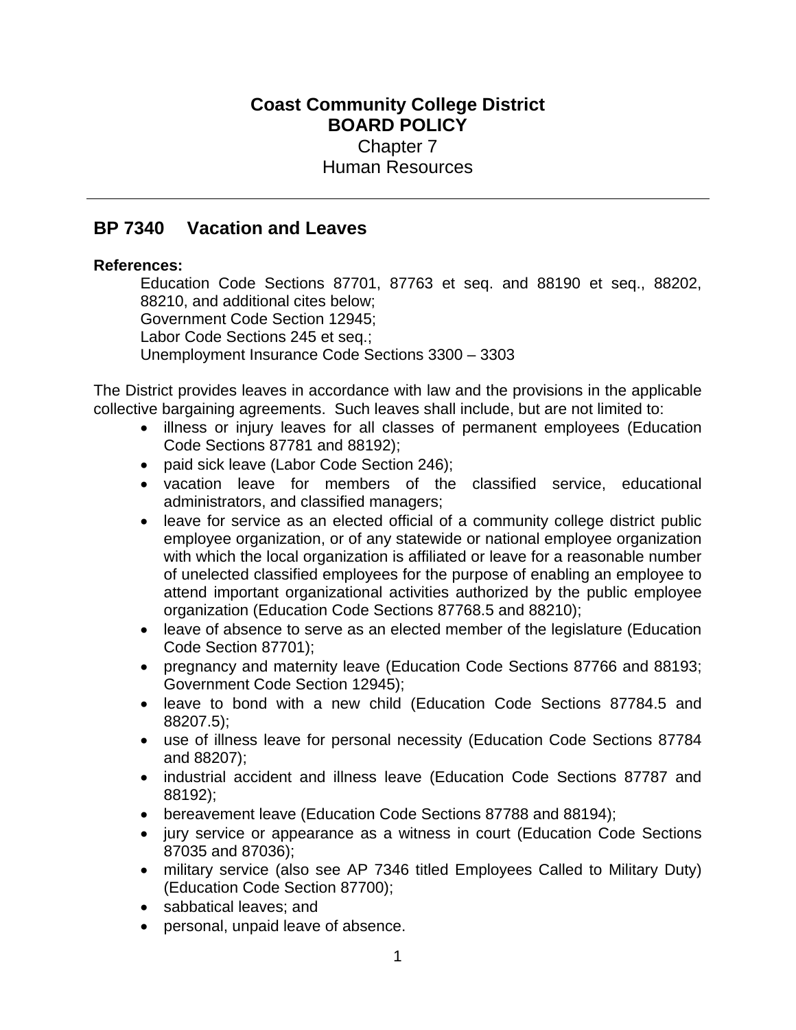# Coast Community College District
# BOARD POLICY

Chapter 7
Human Resources

---

## BP 7340 Vacation and Leaves

**References:**

Education Code Sections 87701, 87763 et seq. and 88190 et seq., 88202, 88210, and additional cites below;
Government Code Section 12945;
Labor Code Sections 245 et seq.;
Unemployment Insurance Code Sections 3300 – 3303

The District provides leaves in accordance with law and the provisions in the applicable collective bargaining agreements. Such leaves shall include, but are not limited to:

- illness or injury leaves for all classes of permanent employees (Education Code Sections 87781 and 88192);
- paid sick leave (Labor Code Section 246);
- vacation leave for members of the classified service, educational administrators, and classified managers;
- leave for service as an elected official of a community college district public employee organization, or of any statewide or national employee organization with which the local organization is affiliated or leave for a reasonable number of unelected classified employees for the purpose of enabling an employee to attend important organizational activities authorized by the public employee organization (Education Code Sections 87768.5 and 88210);
- leave of absence to serve as an elected member of the legislature (Education Code Section 87701);
- pregnancy and maternity leave (Education Code Sections 87766 and 88193; Government Code Section 12945);
- leave to bond with a new child (Education Code Sections 87784.5 and 88207.5);
- use of illness leave for personal necessity (Education Code Sections 87784 and 88207);
- industrial accident and illness leave (Education Code Sections 87787 and 88192);
- bereavement leave (Education Code Sections 87788 and 88194);
- jury service or appearance as a witness in court (Education Code Sections 87035 and 87036);
- military service (also see AP 7346 titled Employees Called to Military Duty) (Education Code Section 87700);
- sabbatical leaves; and
- personal, unpaid leave of absence.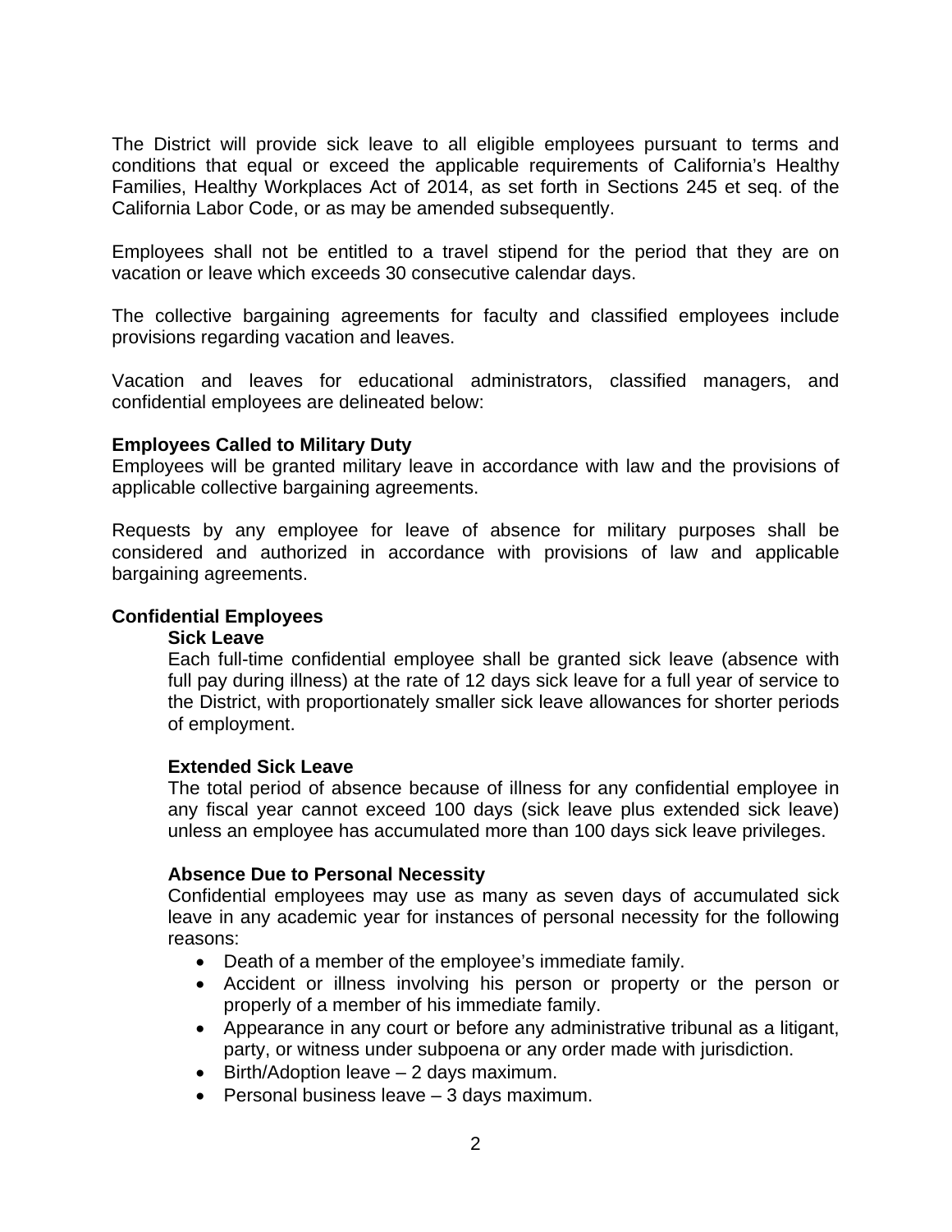The District will provide sick leave to all eligible employees pursuant to terms and conditions that equal or exceed the applicable requirements of California's Healthy Families, Healthy Workplaces Act of 2014, as set forth in Sections 245 et seq. of the California Labor Code, or as may be amended subsequently.

Employees shall not be entitled to a travel stipend for the period that they are on vacation or leave which exceeds 30 consecutive calendar days.

The collective bargaining agreements for faculty and classified employees include provisions regarding vacation and leaves.

Vacation and leaves for educational administrators, classified managers, and confidential employees are delineated below:

**Employees Called to Military Duty**

Employees will be granted military leave in accordance with law and the provisions of applicable collective bargaining agreements.

Requests by any employee for leave of absence for military purposes shall be considered and authorized in accordance with provisions of law and applicable bargaining agreements.

**Confidential Employees**

**Sick Leave**

Each full-time confidential employee shall be granted sick leave (absence with full pay during illness) at the rate of 12 days sick leave for a full year of service to the District, with proportionately smaller sick leave allowances for shorter periods of employment.

**Extended Sick Leave**

The total period of absence because of illness for any confidential employee in any fiscal year cannot exceed 100 days (sick leave plus extended sick leave) unless an employee has accumulated more than 100 days sick leave privileges.

**Absence Due to Personal Necessity**

Confidential employees may use as many as seven days of accumulated sick leave in any academic year for instances of personal necessity for the following reasons:

- Death of a member of the employee's immediate family.
- Accident or illness involving his person or property or the person or properly of a member of his immediate family.
- Appearance in any court or before any administrative tribunal as a litigant, party, or witness under subpoena or any order made with jurisdiction.
- Birth/Adoption leave – 2 days maximum.
- Personal business leave – 3 days maximum.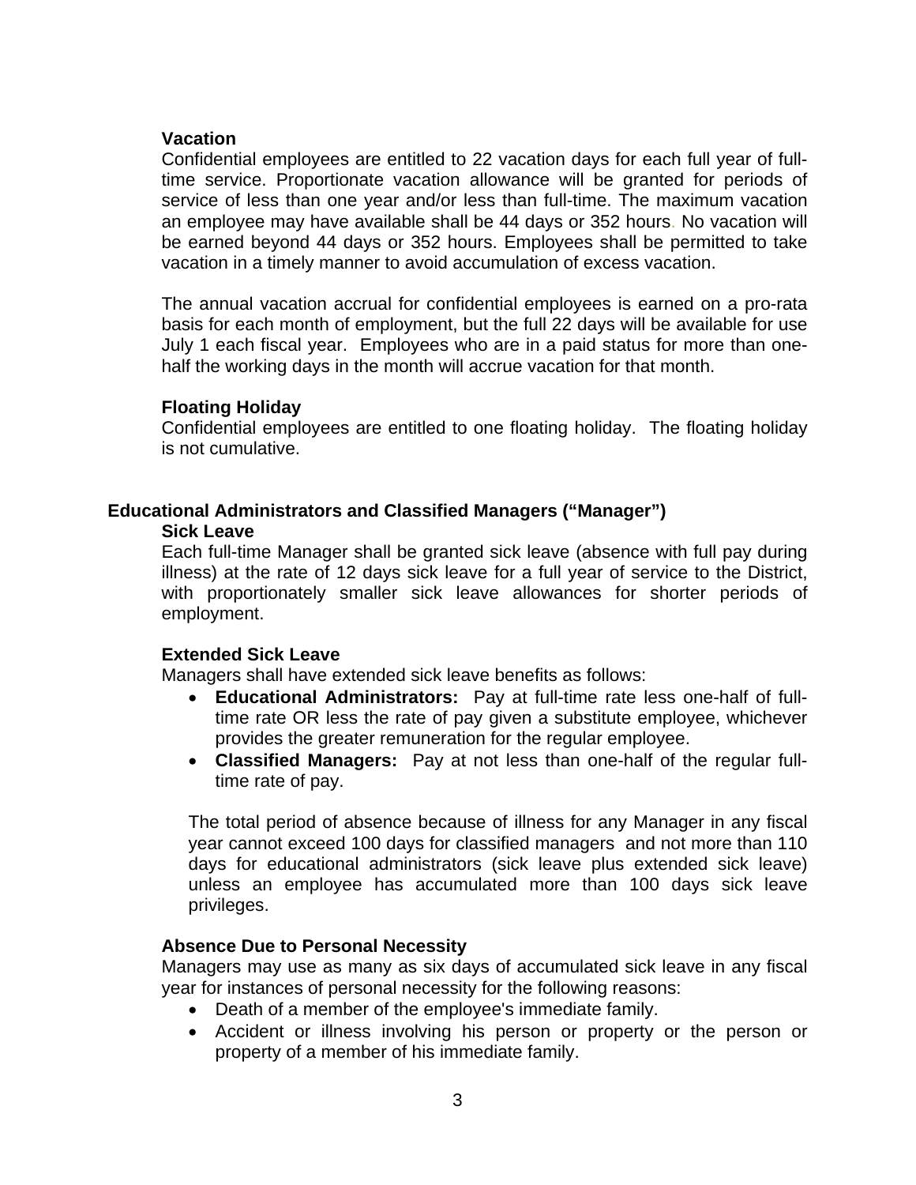### Vacation

Confidential employees are entitled to 22 vacation days for each full year of full-time service. Proportionate vacation allowance will be granted for periods of service of less than one year and/or less than full-time. The maximum vacation an employee may have available shall be 44 days or 352 hours. No vacation will be earned beyond 44 days or 352 hours. Employees shall be permitted to take vacation in a timely manner to avoid accumulation of excess vacation.

The annual vacation accrual for confidential employees is earned on a pro-rata basis for each month of employment, but the full 22 days will be available for use July 1 each fiscal year. Employees who are in a paid status for more than one-half the working days in the month will accrue vacation for that month.

### Floating Holiday

Confidential employees are entitled to one floating holiday. The floating holiday is not cumulative.

## Educational Administrators and Classified Managers ("Manager")

### Sick Leave

Each full-time Manager shall be granted sick leave (absence with full pay during illness) at the rate of 12 days sick leave for a full year of service to the District, with proportionately smaller sick leave allowances for shorter periods of employment.

### Extended Sick Leave

Managers shall have extended sick leave benefits as follows:

- **Educational Administrators:** Pay at full-time rate less one-half of full-time rate OR less the rate of pay given a substitute employee, whichever provides the greater remuneration for the regular employee.
- **Classified Managers:** Pay at not less than one-half of the regular full-time rate of pay.

The total period of absence because of illness for any Manager in any fiscal year cannot exceed 100 days for classified managers and not more than 110 days for educational administrators (sick leave plus extended sick leave) unless an employee has accumulated more than 100 days sick leave privileges.

### Absence Due to Personal Necessity

Managers may use as many as six days of accumulated sick leave in any fiscal year for instances of personal necessity for the following reasons:

- Death of a member of the employee's immediate family.
- Accident or illness involving his person or property or the person or property of a member of his immediate family.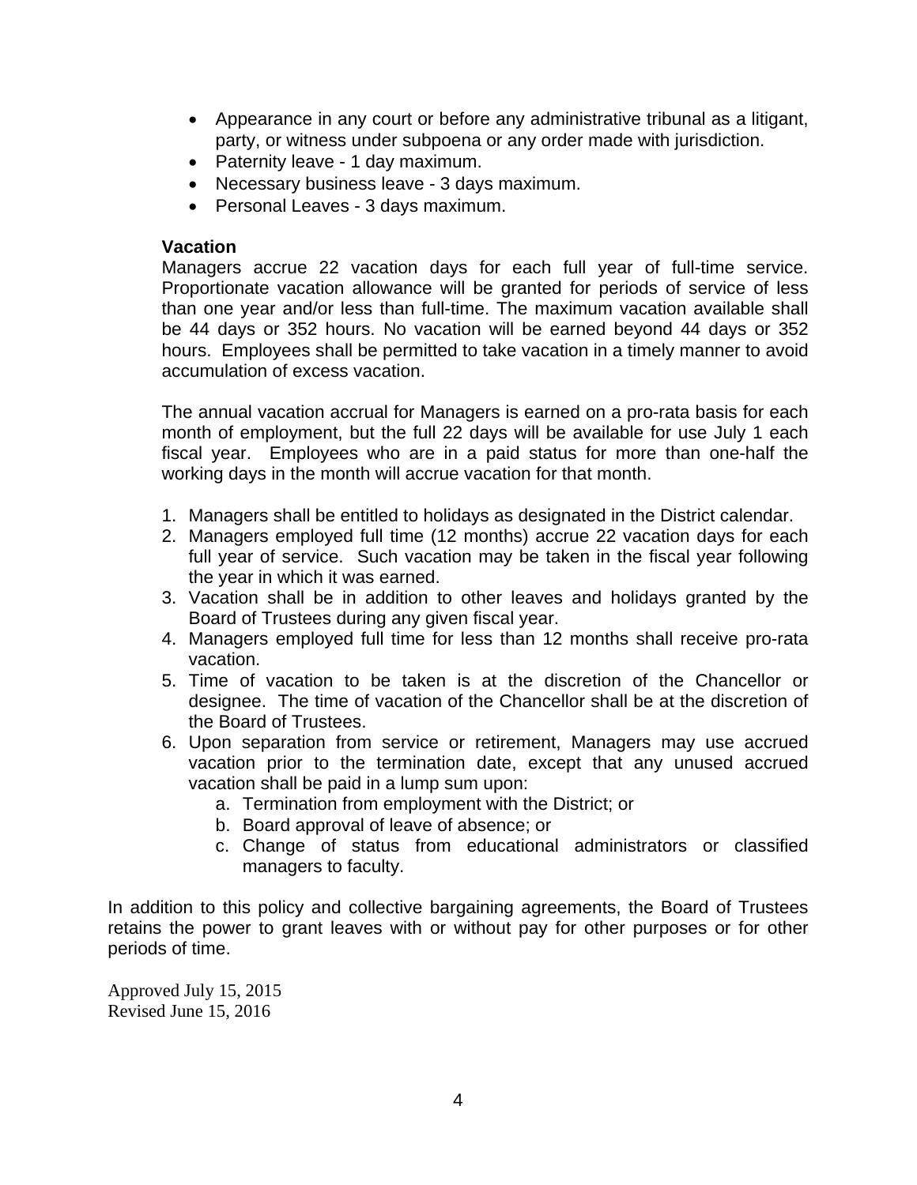- Appearance in any court or before any administrative tribunal as a litigant, party, or witness under subpoena or any order made with jurisdiction.
- Paternity leave - 1 day maximum.
- Necessary business leave - 3 days maximum.
- Personal Leaves - 3 days maximum.

**Vacation**

Managers accrue 22 vacation days for each full year of full-time service. Proportionate vacation allowance will be granted for periods of service of less than one year and/or less than full-time. The maximum vacation available shall be 44 days or 352 hours. No vacation will be earned beyond 44 days or 352 hours. Employees shall be permitted to take vacation in a timely manner to avoid accumulation of excess vacation.

The annual vacation accrual for Managers is earned on a pro-rata basis for each month of employment, but the full 22 days will be available for use July 1 each fiscal year. Employees who are in a paid status for more than one-half the working days in the month will accrue vacation for that month.

1. Managers shall be entitled to holidays as designated in the District calendar.
2. Managers employed full time (12 months) accrue 22 vacation days for each full year of service. Such vacation may be taken in the fiscal year following the year in which it was earned.
3. Vacation shall be in addition to other leaves and holidays granted by the Board of Trustees during any given fiscal year.
4. Managers employed full time for less than 12 months shall receive pro-rata vacation.
5. Time of vacation to be taken is at the discretion of the Chancellor or designee. The time of vacation of the Chancellor shall be at the discretion of the Board of Trustees.
6. Upon separation from service or retirement, Managers may use accrued vacation prior to the termination date, except that any unused accrued vacation shall be paid in a lump sum upon:
   a. Termination from employment with the District; or
   b. Board approval of leave of absence; or
   c. Change of status from educational administrators or classified managers to faculty.

In addition to this policy and collective bargaining agreements, the Board of Trustees retains the power to grant leaves with or without pay for other purposes or for other periods of time.

Approved July 15, 2015
Revised June 15, 2016